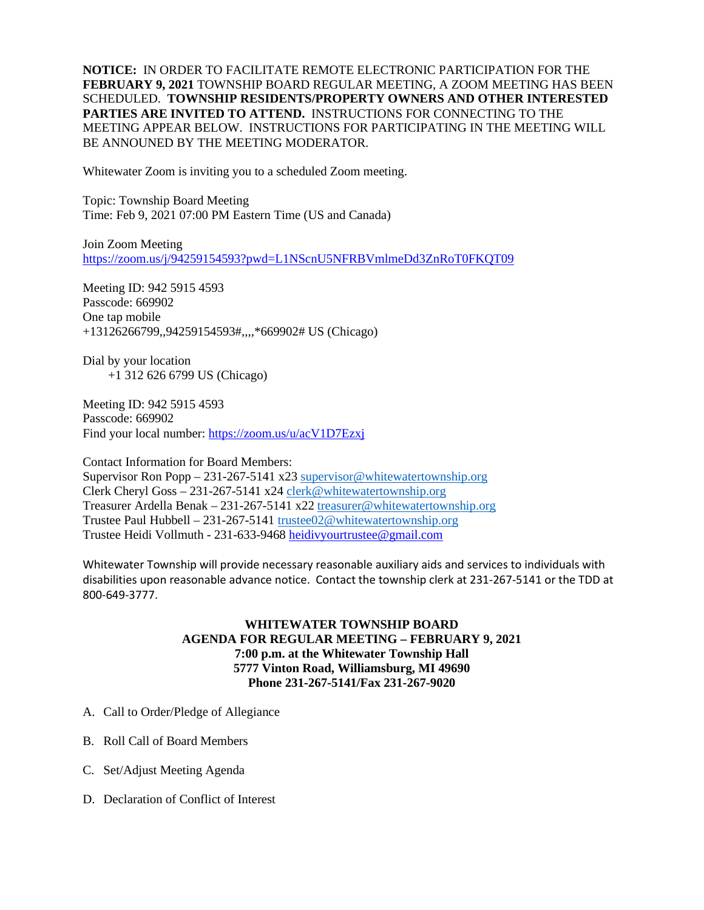**NOTICE:** IN ORDER TO FACILITATE REMOTE ELECTRONIC PARTICIPATION FOR THE **FEBRUARY 9, 2021** TOWNSHIP BOARD REGULAR MEETING, A ZOOM MEETING HAS BEEN SCHEDULED. **TOWNSHIP RESIDENTS/PROPERTY OWNERS AND OTHER INTERESTED PARTIES ARE INVITED TO ATTEND.** INSTRUCTIONS FOR CONNECTING TO THE MEETING APPEAR BELOW. INSTRUCTIONS FOR PARTICIPATING IN THE MEETING WILL BE ANNOUNED BY THE MEETING MODERATOR.

Whitewater Zoom is inviting you to a scheduled Zoom meeting.

Topic: Township Board Meeting
Time: Feb 9, 2021 07:00 PM Eastern Time (US and Canada)

Join Zoom Meeting
https://zoom.us/j/94259154593?pwd=L1NScnU5NFRBVmlmeDd3ZnRoT0FKQT09

Meeting ID: 942 5915 4593
Passcode: 669902
One tap mobile
+13126266799,,94259154593#,,,,*669902# US (Chicago)

Dial by your location
+1 312 626 6799 US (Chicago)

Meeting ID: 942 5915 4593
Passcode: 669902
Find your local number: https://zoom.us/u/acV1D7Ezxj

Contact Information for Board Members:
Supervisor Ron Popp – 231-267-5141 x23 supervisor@whitewatertownship.org
Clerk Cheryl Goss – 231-267-5141 x24 clerk@whitewatertownship.org
Treasurer Ardella Benak – 231-267-5141 x22 treasurer@whitewatertownship.org
Trustee Paul Hubbell – 231-267-5141 trustee02@whitewatertownship.org
Trustee Heidi Vollmuth - 231-633-9468 heidivyourtrustee@gmail.com

Whitewater Township will provide necessary reasonable auxiliary aids and services to individuals with disabilities upon reasonable advance notice. Contact the township clerk at 231-267-5141 or the TDD at 800-649-3777.

**WHITEWATER TOWNSHIP BOARD**
**AGENDA FOR REGULAR MEETING – FEBRUARY 9, 2021**
**7:00 p.m. at the Whitewater Township Hall**
**5777 Vinton Road, Williamsburg, MI 49690**
**Phone 231-267-5141/Fax 231-267-9020**

A. Call to Order/Pledge of Allegiance

B. Roll Call of Board Members

C. Set/Adjust Meeting Agenda

D. Declaration of Conflict of Interest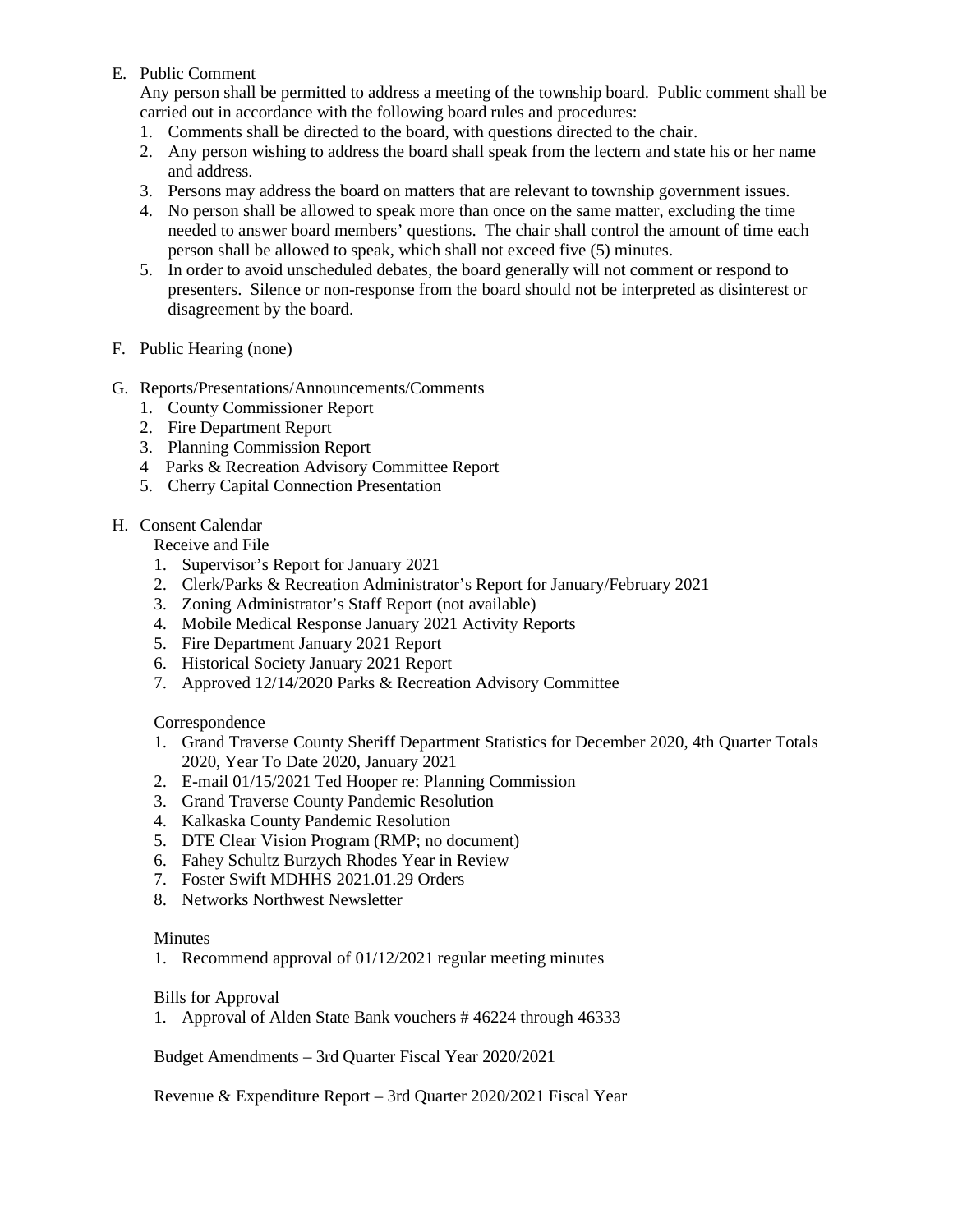E. Public Comment

Any person shall be permitted to address a meeting of the township board. Public comment shall be carried out in accordance with the following board rules and procedures:

1. Comments shall be directed to the board, with questions directed to the chair.
2. Any person wishing to address the board shall speak from the lectern and state his or her name and address.
3. Persons may address the board on matters that are relevant to township government issues.
4. No person shall be allowed to speak more than once on the same matter, excluding the time needed to answer board members' questions. The chair shall control the amount of time each person shall be allowed to speak, which shall not exceed five (5) minutes.
5. In order to avoid unscheduled debates, the board generally will not comment or respond to presenters. Silence or non-response from the board should not be interpreted as disinterest or disagreement by the board.

F. Public Hearing (none)

G. Reports/Presentations/Announcements/Comments

1. County Commissioner Report
2. Fire Department Report
3. Planning Commission Report
4. Parks & Recreation Advisory Committee Report
5. Cherry Capital Connection Presentation

H. Consent Calendar

Receive and File

1. Supervisor's Report for January 2021
2. Clerk/Parks & Recreation Administrator's Report for January/February 2021
3. Zoning Administrator's Staff Report (not available)
4. Mobile Medical Response January 2021 Activity Reports
5. Fire Department January 2021 Report
6. Historical Society January 2021 Report
7. Approved 12/14/2020 Parks & Recreation Advisory Committee

Correspondence

1. Grand Traverse County Sheriff Department Statistics for December 2020, 4th Quarter Totals 2020, Year To Date 2020, January 2021
2. E-mail 01/15/2021 Ted Hooper re: Planning Commission
3. Grand Traverse County Pandemic Resolution
4. Kalkaska County Pandemic Resolution
5. DTE Clear Vision Program (RMP; no document)
6. Fahey Schultz Burzych Rhodes Year in Review
7. Foster Swift MDHHS 2021.01.29 Orders
8. Networks Northwest Newsletter

Minutes

1. Recommend approval of 01/12/2021 regular meeting minutes

Bills for Approval

1. Approval of Alden State Bank vouchers # 46224 through 46333

Budget Amendments – 3rd Quarter Fiscal Year 2020/2021

Revenue & Expenditure Report – 3rd Quarter 2020/2021 Fiscal Year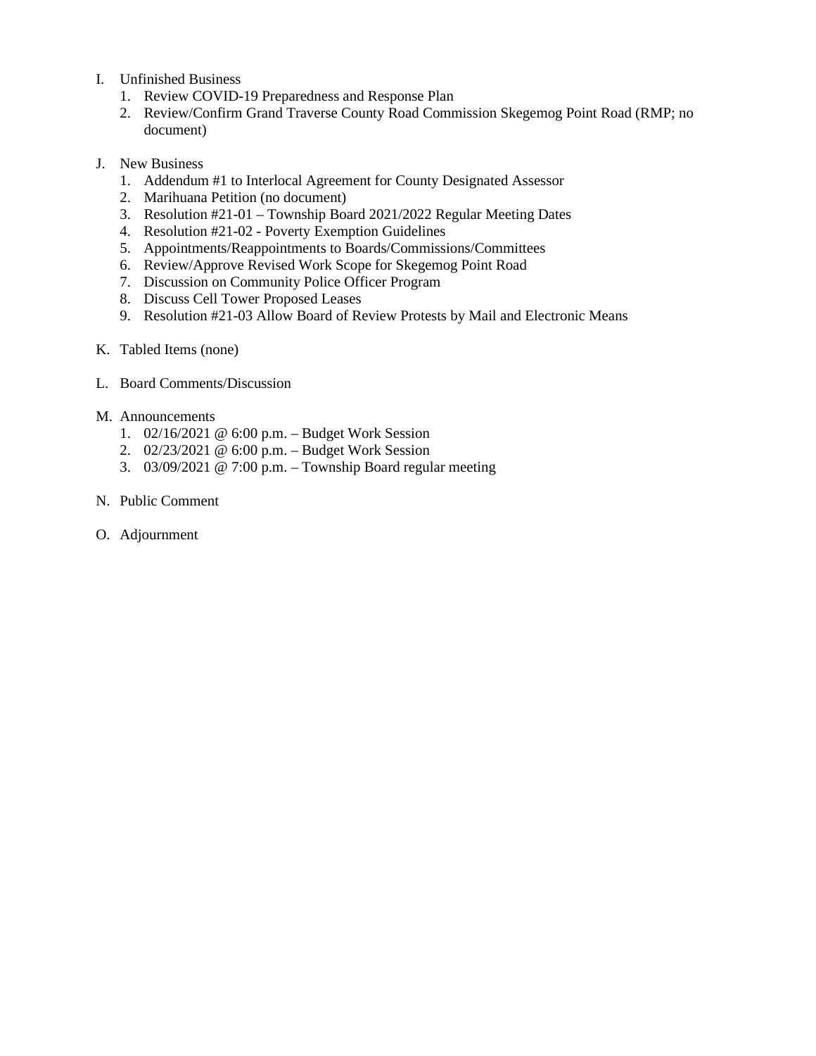I. Unfinished Business
   1. Review COVID-19 Preparedness and Response Plan
   2. Review/Confirm Grand Traverse County Road Commission Skegemog Point Road (RMP; no document)

J. New Business
   1. Addendum #1 to Interlocal Agreement for County Designated Assessor
   2. Marihuana Petition (no document)
   3. Resolution #21-01 – Township Board 2021/2022 Regular Meeting Dates
   4. Resolution #21-02 - Poverty Exemption Guidelines
   5. Appointments/Reappointments to Boards/Commissions/Committees
   6. Review/Approve Revised Work Scope for Skegemog Point Road
   7. Discussion on Community Police Officer Program
   8. Discuss Cell Tower Proposed Leases
   9. Resolution #21-03 Allow Board of Review Protests by Mail and Electronic Means

K. Tabled Items (none)

L. Board Comments/Discussion

M. Announcements
   1. 02/16/2021 @ 6:00 p.m. – Budget Work Session
   2. 02/23/2021 @ 6:00 p.m. – Budget Work Session
   3. 03/09/2021 @ 7:00 p.m. – Township Board regular meeting

N. Public Comment

O. Adjournment